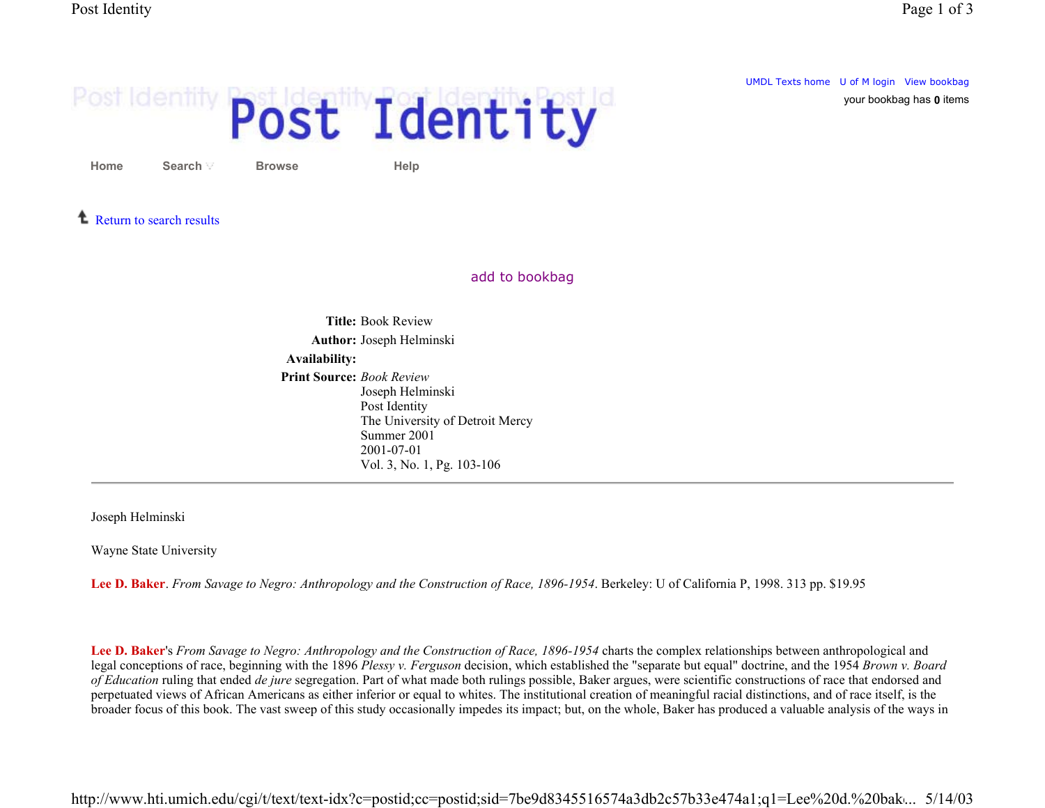# Post Identity

UMDL Texts home U of M login View bookbag
your bookbag has **0** items

Home Search Browse Help

Return to search results

add to bookbag

**Title:** Book Review
**Author:** Joseph Helminski
**Availability:**
**Print Source:** *Book Review*
Joseph Helminski
Post Identity
The University of Detroit Mercy
Summer 2001
2001-07-01
Vol. 3, No. 1, Pg. 103-106

---

Joseph Helminski

Wayne State University

**Lee D. Baker**. *From Savage to Negro: Anthropology and the Construction of Race, 1896-1954*. Berkeley: U of California P, 1998. 313 pp. $19.95

**Lee D. Baker**'s *From Savage to Negro: Anthropology and the Construction of Race, 1896-1954* charts the complex relationships between anthropological and legal conceptions of race, beginning with the 1896 *Plessy v. Ferguson* decision, which established the "separate but equal" doctrine, and the 1954 *Brown v. Board of Education* ruling that ended *de jure* segregation. Part of what made both rulings possible, Baker argues, were scientific constructions of race that endorsed and perpetuated views of African Americans as either inferior or equal to whites. The institutional creation of meaningful racial distinctions, and of race itself, is the broader focus of this book. The vast sweep of this study occasionally impedes its impact; but, on the whole, Baker has produced a valuable analysis of the ways in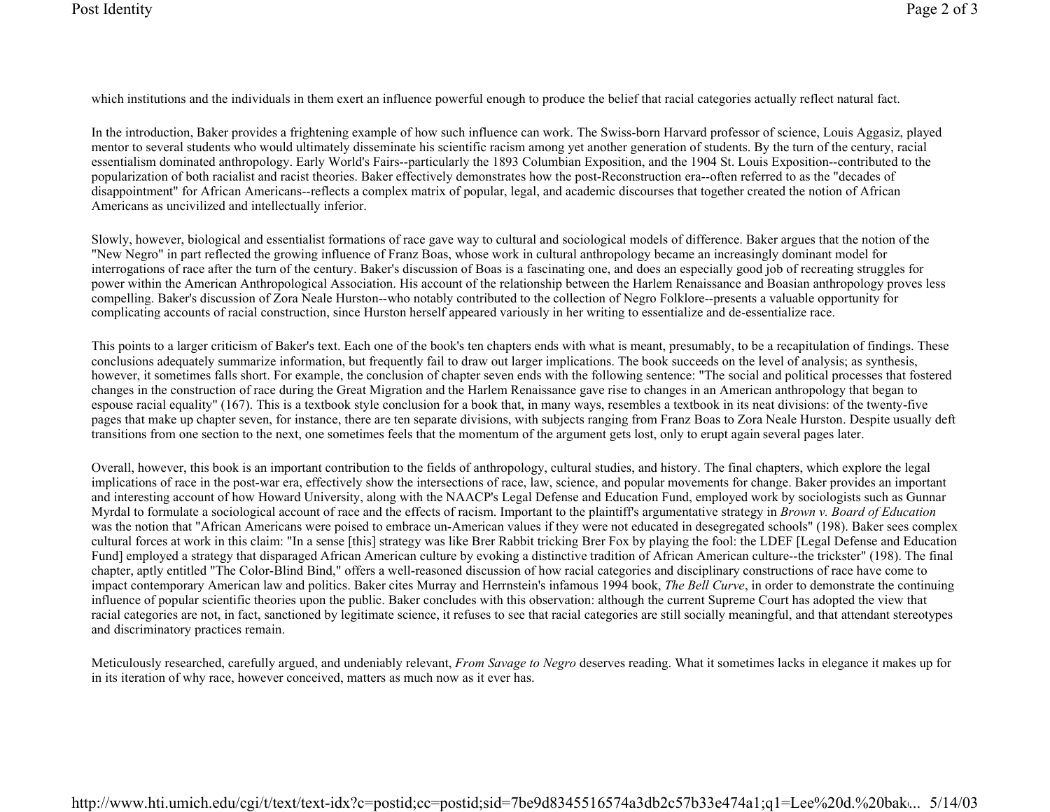which institutions and the individuals in them exert an influence powerful enough to produce the belief that racial categories actually reflect natural fact.

In the introduction, Baker provides a frightening example of how such influence can work. The Swiss-born Harvard professor of science, Louis Aggasiz, played mentor to several students who would ultimately disseminate his scientific racism among yet another generation of students. By the turn of the century, racial essentialism dominated anthropology. Early World's Fairs--particularly the 1893 Columbian Exposition, and the 1904 St. Louis Exposition--contributed to the popularization of both racialist and racist theories. Baker effectively demonstrates how the post-Reconstruction era--often referred to as the "decades of disappointment" for African Americans--reflects a complex matrix of popular, legal, and academic discourses that together created the notion of African Americans as uncivilized and intellectually inferior.

Slowly, however, biological and essentialist formations of race gave way to cultural and sociological models of difference. Baker argues that the notion of the "New Negro" in part reflected the growing influence of Franz Boas, whose work in cultural anthropology became an increasingly dominant model for interrogations of race after the turn of the century. Baker's discussion of Boas is a fascinating one, and does an especially good job of recreating struggles for power within the American Anthropological Association. His account of the relationship between the Harlem Renaissance and Boasian anthropology proves less compelling. Baker's discussion of Zora Neale Hurston--who notably contributed to the collection of Negro Folklore--presents a valuable opportunity for complicating accounts of racial construction, since Hurston herself appeared variously in her writing to essentialize and de-essentialize race.

This points to a larger criticism of Baker's text. Each one of the book's ten chapters ends with what is meant, presumably, to be a recapitulation of findings. These conclusions adequately summarize information, but frequently fail to draw out larger implications. The book succeeds on the level of analysis; as synthesis, however, it sometimes falls short. For example, the conclusion of chapter seven ends with the following sentence: "The social and political processes that fostered changes in the construction of race during the Great Migration and the Harlem Renaissance gave rise to changes in an American anthropology that began to espouse racial equality" (167). This is a textbook style conclusion for a book that, in many ways, resembles a textbook in its neat divisions: of the twenty-five pages that make up chapter seven, for instance, there are ten separate divisions, with subjects ranging from Franz Boas to Zora Neale Hurston. Despite usually deft transitions from one section to the next, one sometimes feels that the momentum of the argument gets lost, only to erupt again several pages later.

Overall, however, this book is an important contribution to the fields of anthropology, cultural studies, and history. The final chapters, which explore the legal implications of race in the post-war era, effectively show the intersections of race, law, science, and popular movements for change. Baker provides an important and interesting account of how Howard University, along with the NAACP's Legal Defense and Education Fund, employed work by sociologists such as Gunnar Myrdal to formulate a sociological account of race and the effects of racism. Important to the plaintiff's argumentative strategy in *Brown v. Board of Education* was the notion that "African Americans were poised to embrace un-American values if they were not educated in desegregated schools" (198). Baker sees complex cultural forces at work in this claim: "In a sense [this] strategy was like Brer Rabbit tricking Brer Fox by playing the fool: the LDEF [Legal Defense and Education Fund] employed a strategy that disparaged African American culture by evoking a distinctive tradition of African American culture--the trickster" (198). The final chapter, aptly entitled "The Color-Blind Bind," offers a well-reasoned discussion of how racial categories and disciplinary constructions of race have come to impact contemporary American law and politics. Baker cites Murray and Herrnstein's infamous 1994 book, *The Bell Curve*, in order to demonstrate the continuing influence of popular scientific theories upon the public. Baker concludes with this observation: although the current Supreme Court has adopted the view that racial categories are not, in fact, sanctioned by legitimate science, it refuses to see that racial categories are still socially meaningful, and that attendant stereotypes and discriminatory practices remain.

Meticulously researched, carefully argued, and undeniably relevant, *From Savage to Negro* deserves reading. What it sometimes lacks in elegance it makes up for in its iteration of why race, however conceived, matters as much now as it ever has.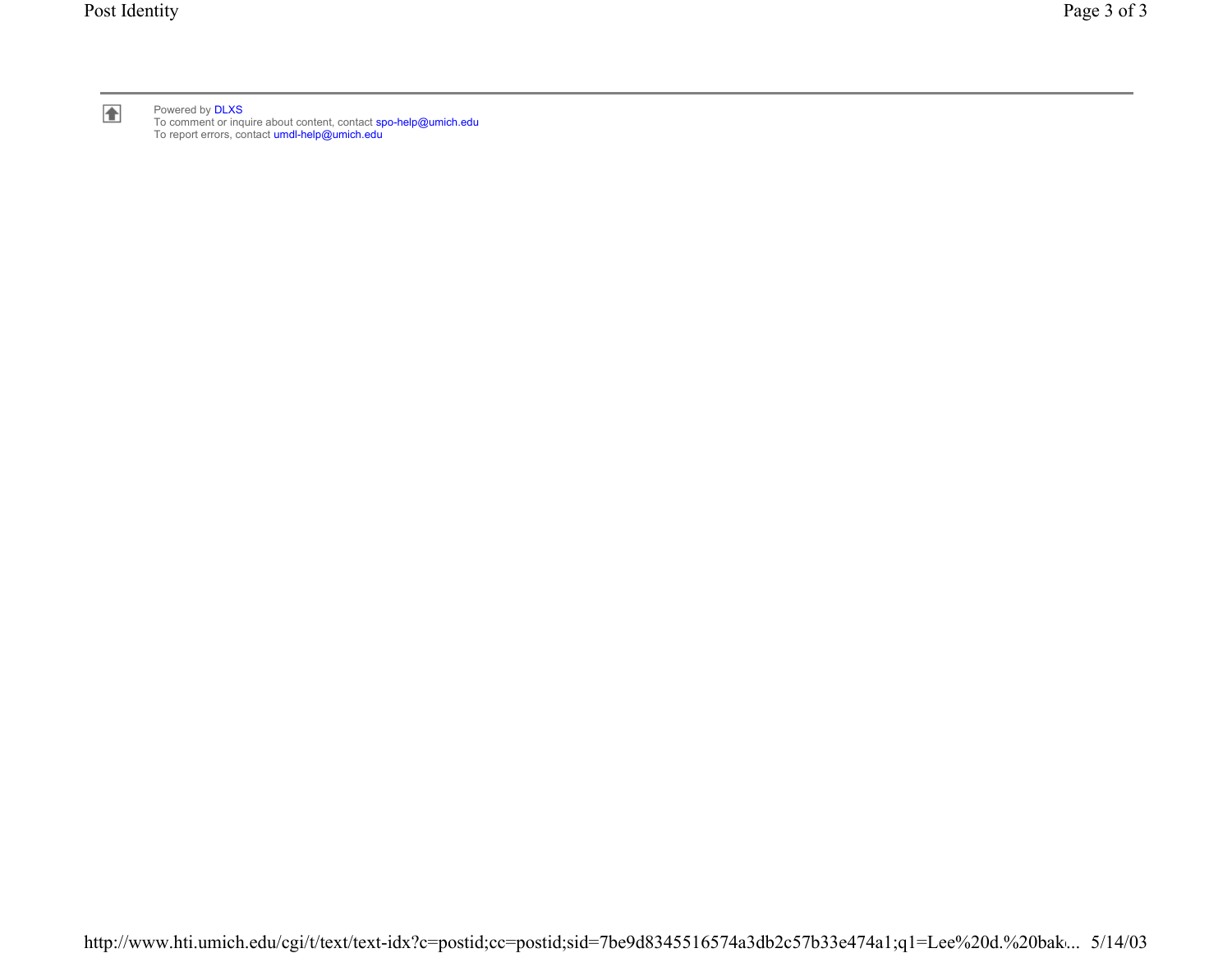Powered by DLXS
To comment or inquire about content, contact spo-help@umich.edu
To report errors, contact umdl-help@umich.edu